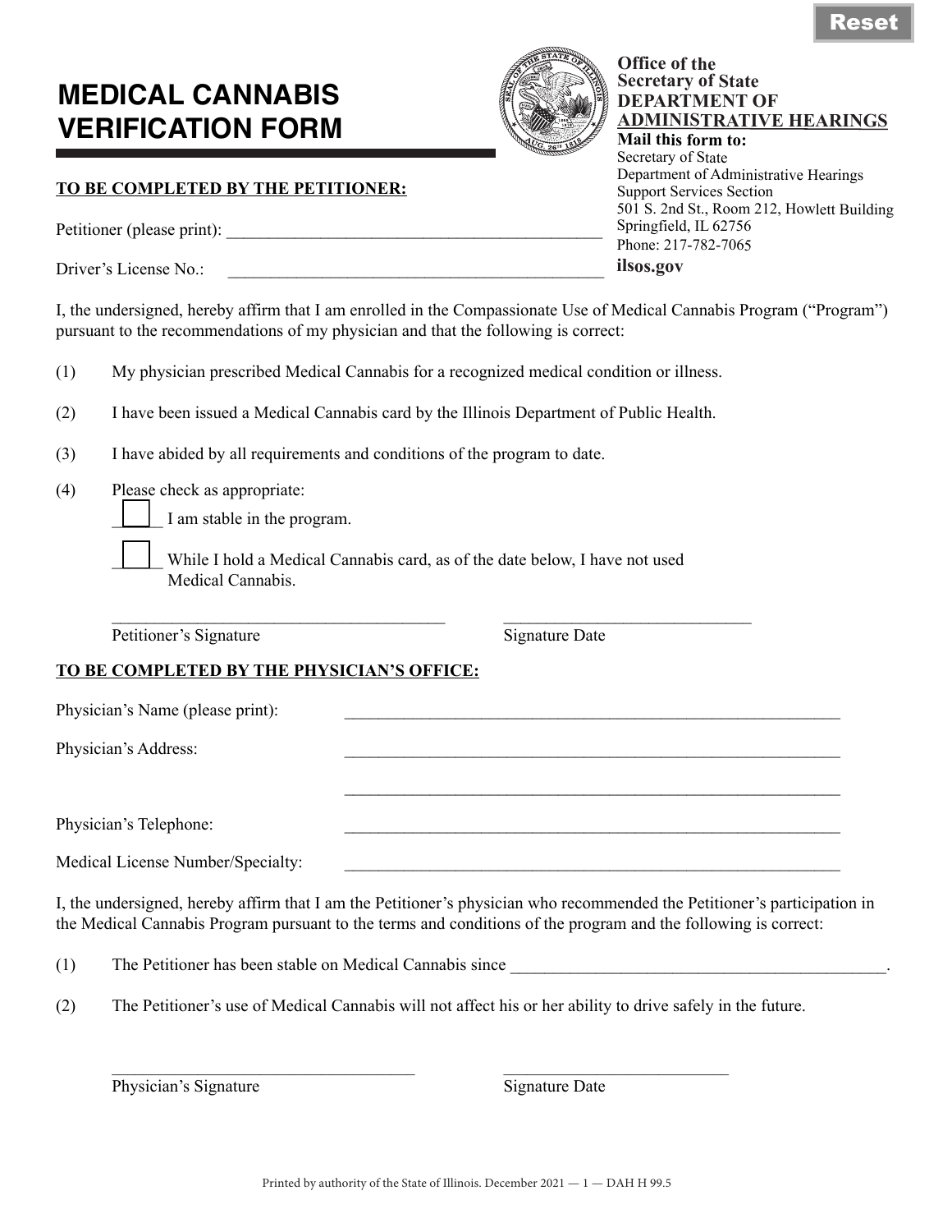# MEDICAL CANNABIS VERIFICATION FORM

**Office of the Secretary of State**
**DEPARTMENT OF ADMINISTRATIVE HEARINGS**

**Mail this form to:**
Secretary of State
Department of Administrative Hearings
Support Services Section
501 S. 2nd St., Room 212, Howlett Building
Springfield, IL 62756
Phone: 217-782-7065
**ilsos.gov**

**TO BE COMPLETED BY THE PETITIONER:**

Petitioner (please print): _______________________________________________

Driver's License No.: _______________________________________________

I, the undersigned, hereby affirm that I am enrolled in the Compassionate Use of Medical Cannabis Program ("Program") pursuant to the recommendations of my physician and that the following is correct:

(1) My physician prescribed Medical Cannabis for a recognized medical condition or illness.

(2) I have been issued a Medical Cannabis card by the Illinois Department of Public Health.

(3) I have abided by all requirements and conditions of the program to date.

(4) Please check as appropriate:

☐ I am stable in the program.

☐ While I hold a Medical Cannabis card, as of the date below, I have not used Medical Cannabis.

_________________________________________ _______________________________
Petitioner's Signature Signature Date

**TO BE COMPLETED BY THE PHYSICIAN'S OFFICE:**

Physician's Name (please print): _______________________________________________

Physician's Address: _______________________________________________

_______________________________________________

Physician's Telephone: _______________________________________________

Medical License Number/Specialty: _______________________________________________

I, the undersigned, hereby affirm that I am the Petitioner's physician who recommended the Petitioner's participation in the Medical Cannabis Program pursuant to the terms and conditions of the program and the following is correct:

(1) The Petitioner has been stable on Medical Cannabis since _______________________________________________.

(2) The Petitioner's use of Medical Cannabis will not affect his or her ability to drive safely in the future.

_____________________________________ _____________________________
Physician's Signature Signature Date

Printed by authority of the State of Illinois. December 2021 — 1 — DAH H 99.5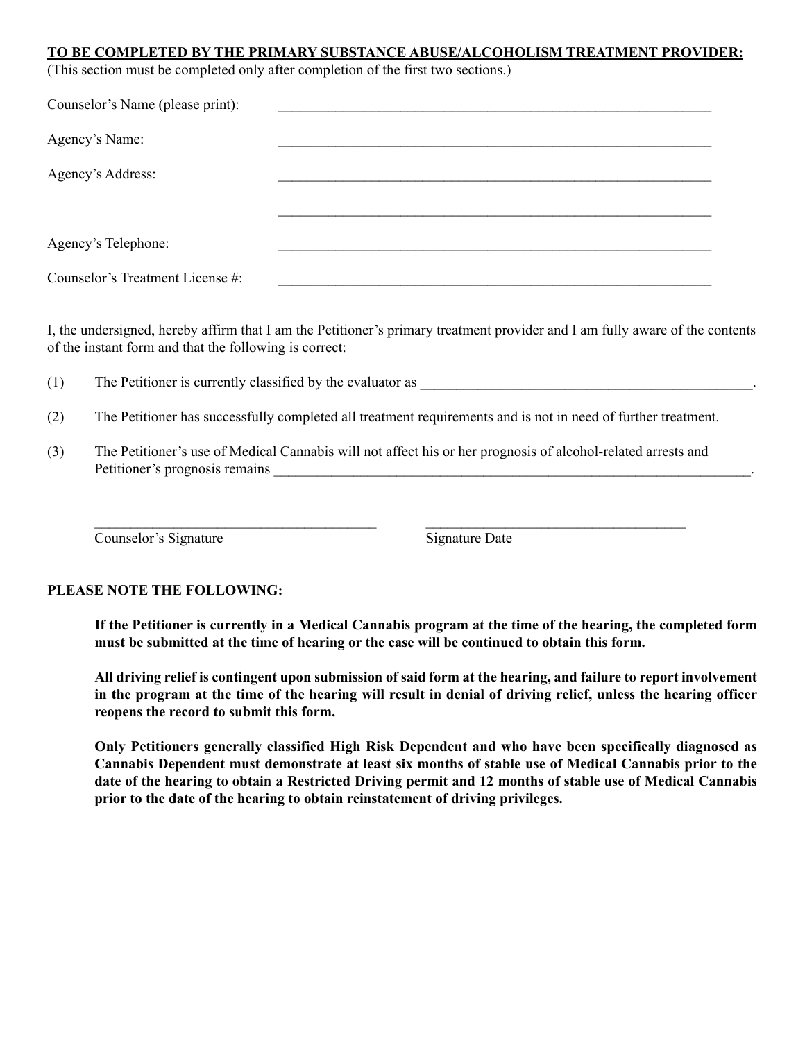**TO BE COMPLETED BY THE PRIMARY SUBSTANCE ABUSE/ALCOHOLISM TREATMENT PROVIDER:**
(This section must be completed only after completion of the first two sections.)

Counselor's Name (please print): _______________________________________________

Agency's Name: _______________________________________________

Agency's Address: _______________________________________________

_______________________________________________

Agency's Telephone: _______________________________________________

Counselor's Treatment License #: _______________________________________________

I, the undersigned, hereby affirm that I am the Petitioner's primary treatment provider and I am fully aware of the contents of the instant form and that the following is correct:

(1) The Petitioner is currently classified by the evaluator as _______________________________________.

(2) The Petitioner has successfully completed all treatment requirements and is not in need of further treatment.

(3) The Petitioner's use of Medical Cannabis will not affect his or her prognosis of alcohol-related arrests and Petitioner's prognosis remains _______________________________________.

_______________________________ _______________________________
Counselor's Signature Signature Date

**PLEASE NOTE THE FOLLOWING:**

**If the Petitioner is currently in a Medical Cannabis program at the time of the hearing, the completed form must be submitted at the time of hearing or the case will be continued to obtain this form.**

**All driving relief is contingent upon submission of said form at the hearing, and failure to report involvement in the program at the time of the hearing will result in denial of driving relief, unless the hearing officer reopens the record to submit this form.**

**Only Petitioners generally classified High Risk Dependent and who have been specifically diagnosed as Cannabis Dependent must demonstrate at least six months of stable use of Medical Cannabis prior to the date of the hearing to obtain a Restricted Driving permit and 12 months of stable use of Medical Cannabis prior to the date of the hearing to obtain reinstatement of driving privileges.**